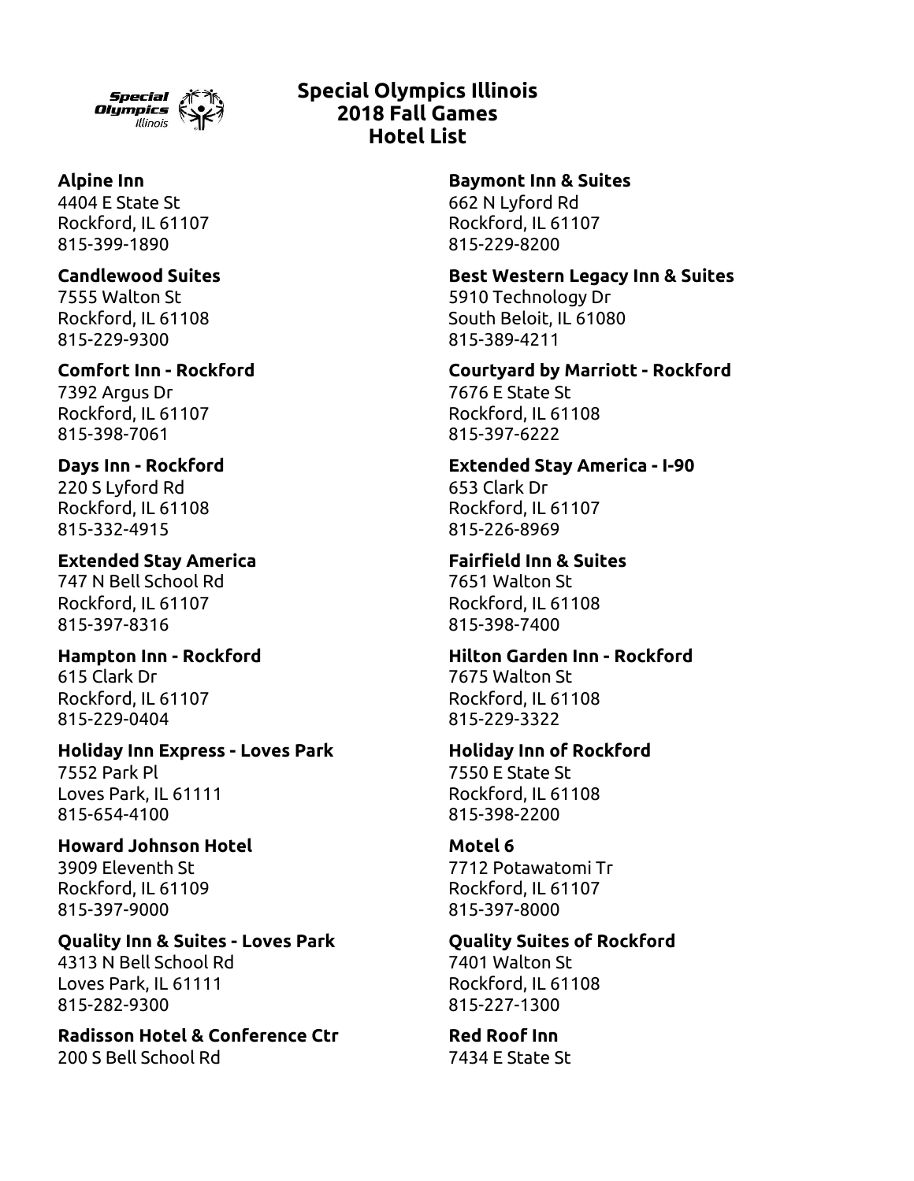# Special Olympics Illinois
# 2018 Fall Games
# Hotel List

**Alpine Inn**
4404 E State St
Rockford, IL 61107
815-399-1890

**Baymont Inn & Suites**
662 N Lyford Rd
Rockford, IL 61107
815-229-8200

**Candlewood Suites**
7555 Walton St
Rockford, IL 61108
815-229-9300

**Best Western Legacy Inn & Suites**
5910 Technology Dr
South Beloit, IL 61080
815-389-4211

**Comfort Inn - Rockford**
7392 Argus Dr
Rockford, IL 61107
815-398-7061

**Courtyard by Marriott - Rockford**
7676 E State St
Rockford, IL 61108
815-397-6222

**Days Inn - Rockford**
220 S Lyford Rd
Rockford, IL 61108
815-332-4915

**Extended Stay America - I-90**
653 Clark Dr
Rockford, IL 61107
815-226-8969

**Extended Stay America**
747 N Bell School Rd
Rockford, IL 61107
815-397-8316

**Fairfield Inn & Suites**
7651 Walton St
Rockford, IL 61108
815-398-7400

**Hampton Inn - Rockford**
615 Clark Dr
Rockford, IL 61107
815-229-0404

**Hilton Garden Inn - Rockford**
7675 Walton St
Rockford, IL 61108
815-229-3322

**Holiday Inn Express - Loves Park**
7552 Park Pl
Loves Park, IL 61111
815-654-4100

**Holiday Inn of Rockford**
7550 E State St
Rockford, IL 61108
815-398-2200

**Howard Johnson Hotel**
3909 Eleventh St
Rockford, IL 61109
815-397-9000

**Motel 6**
7712 Potawatomi Tr
Rockford, IL 61107
815-397-8000

**Quality Inn & Suites - Loves Park**
4313 N Bell School Rd
Loves Park, IL 61111
815-282-9300

**Quality Suites of Rockford**
7401 Walton St
Rockford, IL 61108
815-227-1300

**Radisson Hotel & Conference Ctr**
200 S Bell School Rd

**Red Roof Inn**
7434 E State St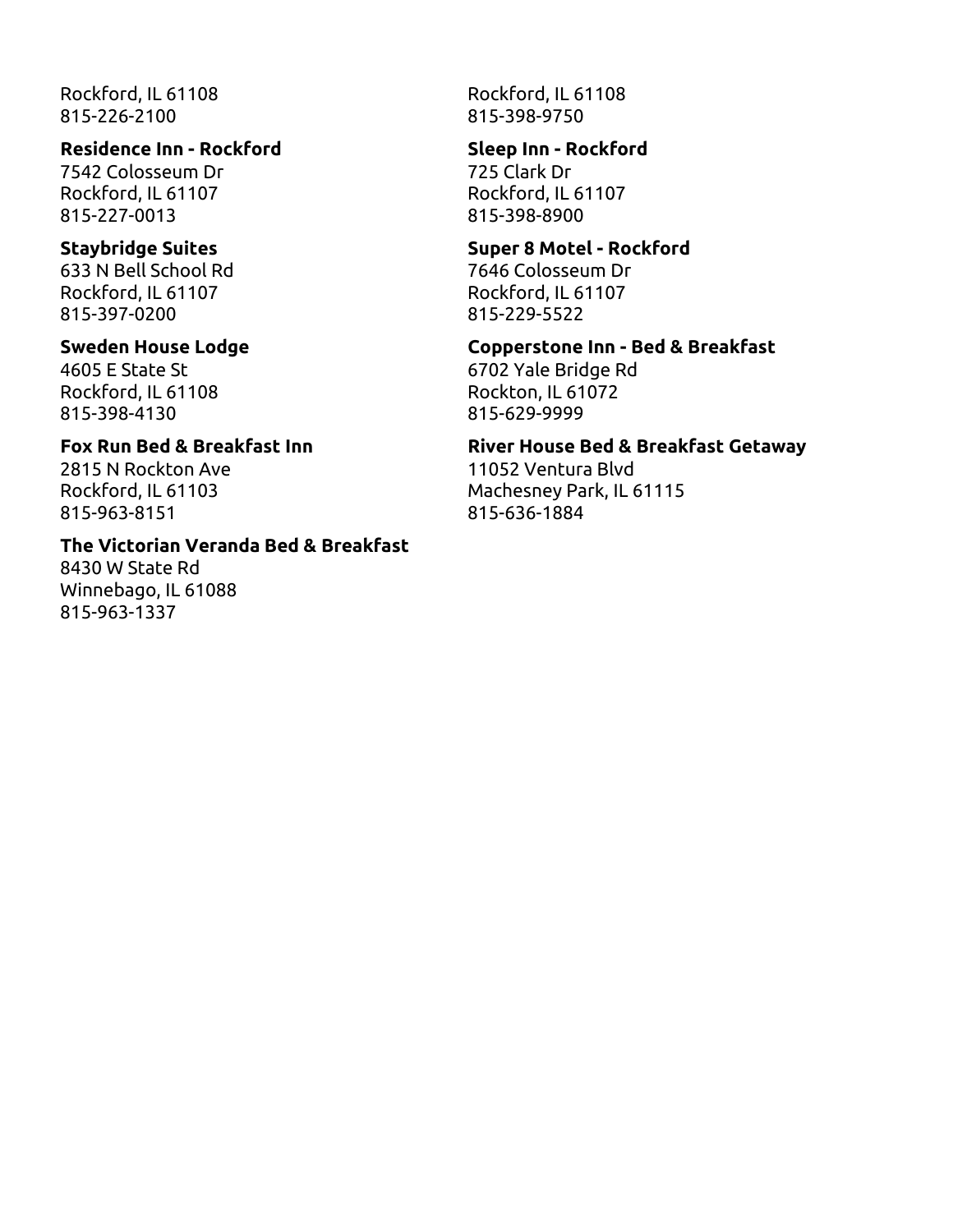Rockford, IL 61108
815-226-2100

**Residence Inn - Rockford**
7542 Colosseum Dr
Rockford, IL 61107
815-227-0013

**Staybridge Suites**
633 N Bell School Rd
Rockford, IL 61107
815-397-0200

**Sweden House Lodge**
4605 E State St
Rockford, IL 61108
815-398-4130

**Fox Run Bed & Breakfast Inn**
2815 N Rockton Ave
Rockford, IL 61103
815-963-8151

**The Victorian Veranda Bed & Breakfast**
8430 W State Rd
Winnebago, IL 61088
815-963-1337

Rockford, IL 61108
815-398-9750

**Sleep Inn - Rockford**
725 Clark Dr
Rockford, IL 61107
815-398-8900

**Super 8 Motel - Rockford**
7646 Colosseum Dr
Rockford, IL 61107
815-229-5522

**Copperstone Inn - Bed & Breakfast**
6702 Yale Bridge Rd
Rockton, IL 61072
815-629-9999

**River House Bed & Breakfast Getaway**
11052 Ventura Blvd
Machesney Park, IL 61115
815-636-1884